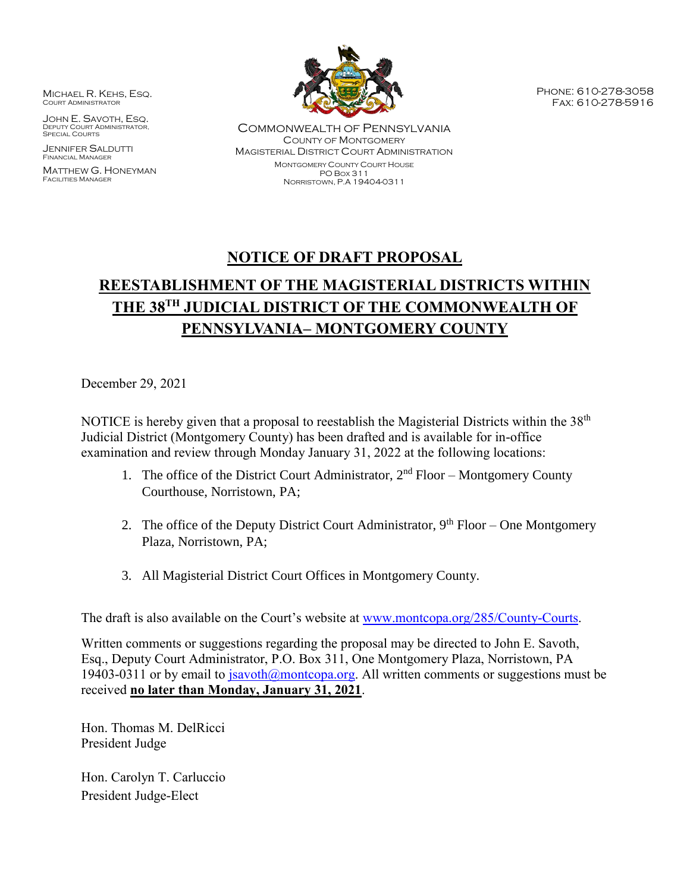Michael R. Kehs, Esq.
Court Administrator

John E. Savoth, Esq.
Deputy Court Administrator,
Special Courts

Jennifer Saldutti
Financial Manager

Matthew G. Honeyman
Facilities Manager

Commonwealth of Pennsylvania
County of Montgomery
Magisterial District Court Administration
Montgomery County Court House
PO Box 311
Norristown, P.A 19404-0311

Phone: 610-278-3058
Fax: 610-278-5916

# NOTICE OF DRAFT PROPOSAL

## REESTABLISHMENT OF THE MAGISTERIAL DISTRICTS WITHIN THE 38TH JUDICIAL DISTRICT OF THE COMMONWEALTH OF PENNSYLVANIA– MONTGOMERY COUNTY

December 29, 2021

NOTICE is hereby given that a proposal to reestablish the Magisterial Districts within the 38th Judicial District (Montgomery County) has been drafted and is available for in-office examination and review through Monday January 31, 2022 at the following locations:

1. The office of the District Court Administrator, 2nd Floor – Montgomery County Courthouse, Norristown, PA;
2. The office of the Deputy District Court Administrator, 9th Floor – One Montgomery Plaza, Norristown, PA;
3. All Magisterial District Court Offices in Montgomery County.

The draft is also available on the Court's website at www.montcopa.org/285/County-Courts.

Written comments or suggestions regarding the proposal may be directed to John E. Savoth, Esq., Deputy Court Administrator, P.O. Box 311, One Montgomery Plaza, Norristown, PA 19403-0311 or by email to jsavoth@montcopa.org. All written comments or suggestions must be received **no later than Monday, January 31, 2021**.

Hon. Thomas M. DelRicci
President Judge

Hon. Carolyn T. Carluccio
President Judge-Elect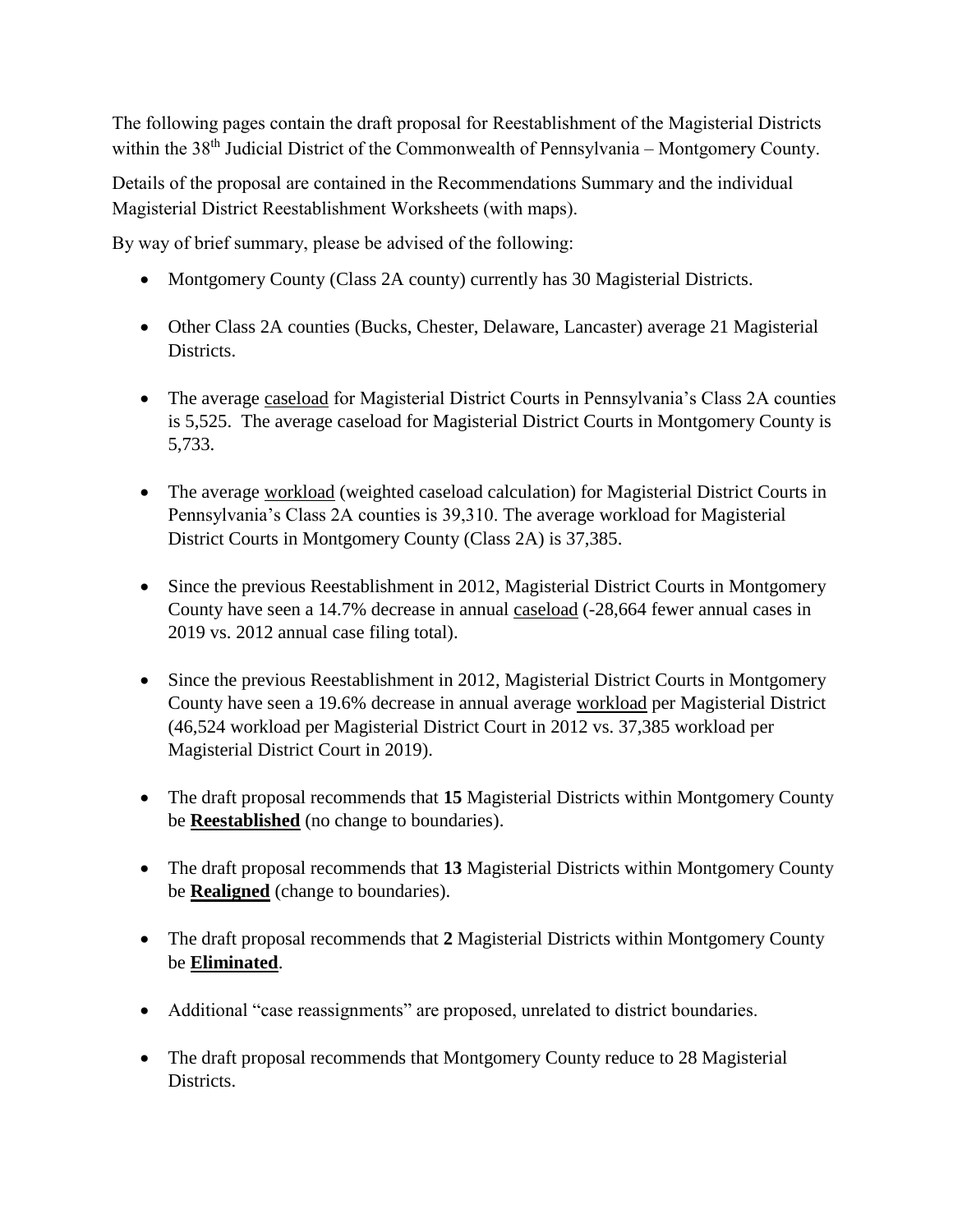The following pages contain the draft proposal for Reestablishment of the Magisterial Districts within the 38th Judicial District of the Commonwealth of Pennsylvania – Montgomery County.

Details of the proposal are contained in the Recommendations Summary and the individual Magisterial District Reestablishment Worksheets (with maps).

By way of brief summary, please be advised of the following:

- Montgomery County (Class 2A county) currently has 30 Magisterial Districts.
- Other Class 2A counties (Bucks, Chester, Delaware, Lancaster) average 21 Magisterial Districts.
- The average caseload for Magisterial District Courts in Pennsylvania's Class 2A counties is 5,525. The average caseload for Magisterial District Courts in Montgomery County is 5,733.
- The average workload (weighted caseload calculation) for Magisterial District Courts in Pennsylvania's Class 2A counties is 39,310. The average workload for Magisterial District Courts in Montgomery County (Class 2A) is 37,385.
- Since the previous Reestablishment in 2012, Magisterial District Courts in Montgomery County have seen a 14.7% decrease in annual caseload (-28,664 fewer annual cases in 2019 vs. 2012 annual case filing total).
- Since the previous Reestablishment in 2012, Magisterial District Courts in Montgomery County have seen a 19.6% decrease in annual average workload per Magisterial District (46,524 workload per Magisterial District Court in 2012 vs. 37,385 workload per Magisterial District Court in 2019).
- The draft proposal recommends that **15** Magisterial Districts within Montgomery County be **Reestablished** (no change to boundaries).
- The draft proposal recommends that **13** Magisterial Districts within Montgomery County be **Realigned** (change to boundaries).
- The draft proposal recommends that **2** Magisterial Districts within Montgomery County be **Eliminated**.
- Additional "case reassignments" are proposed, unrelated to district boundaries.
- The draft proposal recommends that Montgomery County reduce to 28 Magisterial Districts.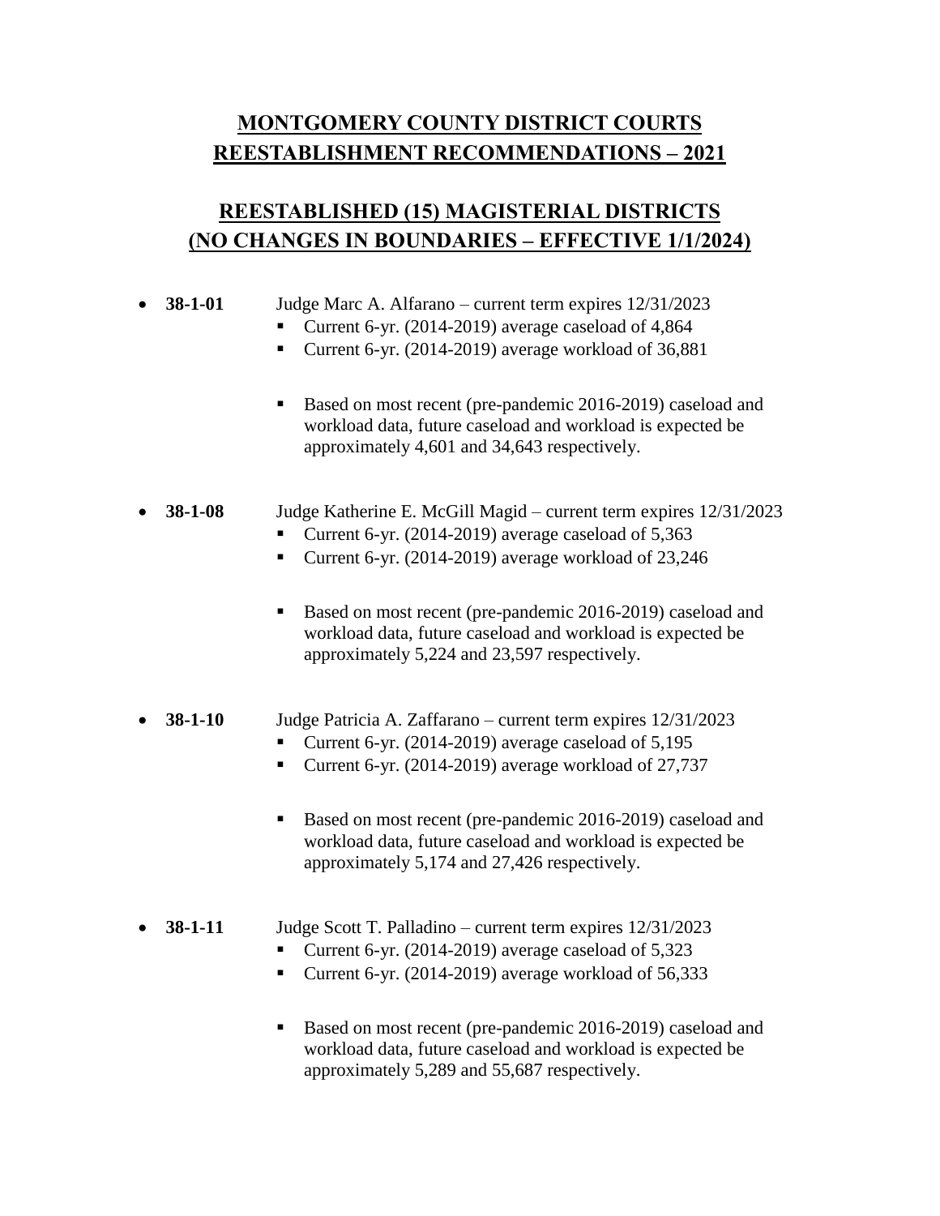# MONTGOMERY COUNTY DISTRICT COURTS
# REESTABLISHMENT RECOMMENDATIONS – 2021

## REESTABLISHED (15) MAGISTERIAL DISTRICTS
## (NO CHANGES IN BOUNDARIES – EFFECTIVE 1/1/2024)

- **38-1-01** Judge Marc A. Alfarano – current term expires 12/31/2023
  - Current 6-yr. (2014-2019) average caseload of 4,864
  - Current 6-yr. (2014-2019) average workload of 36,881

  - Based on most recent (pre-pandemic 2016-2019) caseload and workload data, future caseload and workload is expected be approximately 4,601 and 34,643 respectively.

- **38-1-08** Judge Katherine E. McGill Magid – current term expires 12/31/2023
  - Current 6-yr. (2014-2019) average caseload of 5,363
  - Current 6-yr. (2014-2019) average workload of 23,246

  - Based on most recent (pre-pandemic 2016-2019) caseload and workload data, future caseload and workload is expected be approximately 5,224 and 23,597 respectively.

- **38-1-10** Judge Patricia A. Zaffarano – current term expires 12/31/2023
  - Current 6-yr. (2014-2019) average caseload of 5,195
  - Current 6-yr. (2014-2019) average workload of 27,737

  - Based on most recent (pre-pandemic 2016-2019) caseload and workload data, future caseload and workload is expected be approximately 5,174 and 27,426 respectively.

- **38-1-11** Judge Scott T. Palladino – current term expires 12/31/2023
  - Current 6-yr. (2014-2019) average caseload of 5,323
  - Current 6-yr. (2014-2019) average workload of 56,333

  - Based on most recent (pre-pandemic 2016-2019) caseload and workload data, future caseload and workload is expected be approximately 5,289 and 55,687 respectively.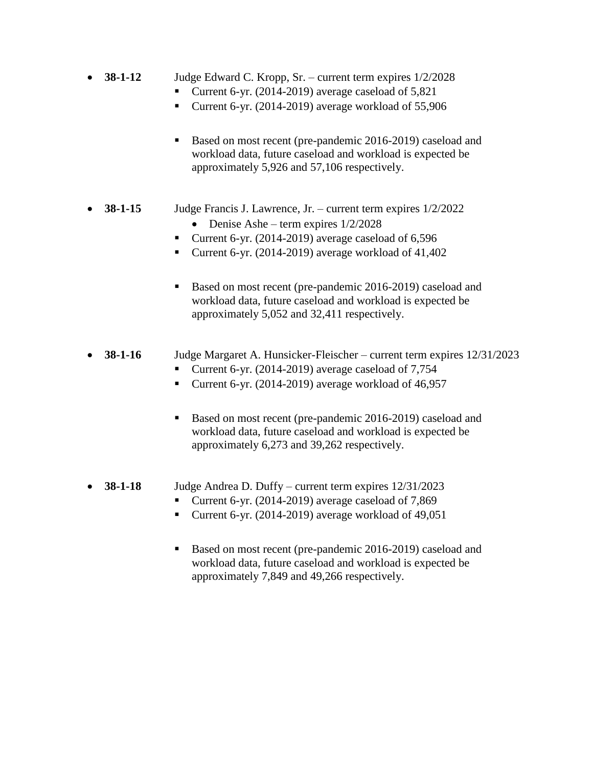- **38-1-12** Judge Edward C. Kropp, Sr. – current term expires 1/2/2028
  - Current 6-yr. (2014-2019) average caseload of 5,821
  - Current 6-yr. (2014-2019) average workload of 55,906

  - Based on most recent (pre-pandemic 2016-2019) caseload and workload data, future caseload and workload is expected be approximately 5,926 and 57,106 respectively.

- **38-1-15** Judge Francis J. Lawrence, Jr. – current term expires 1/2/2022
  - Denise Ashe – term expires 1/2/2028
  - Current 6-yr. (2014-2019) average caseload of 6,596
  - Current 6-yr. (2014-2019) average workload of 41,402

  - Based on most recent (pre-pandemic 2016-2019) caseload and workload data, future caseload and workload is expected be approximately 5,052 and 32,411 respectively.

- **38-1-16** Judge Margaret A. Hunsicker-Fleischer – current term expires 12/31/2023
  - Current 6-yr. (2014-2019) average caseload of 7,754
  - Current 6-yr. (2014-2019) average workload of 46,957

  - Based on most recent (pre-pandemic 2016-2019) caseload and workload data, future caseload and workload is expected be approximately 6,273 and 39,262 respectively.

- **38-1-18** Judge Andrea D. Duffy – current term expires 12/31/2023
  - Current 6-yr. (2014-2019) average caseload of 7,869
  - Current 6-yr. (2014-2019) average workload of 49,051

  - Based on most recent (pre-pandemic 2016-2019) caseload and workload data, future caseload and workload is expected be approximately 7,849 and 49,266 respectively.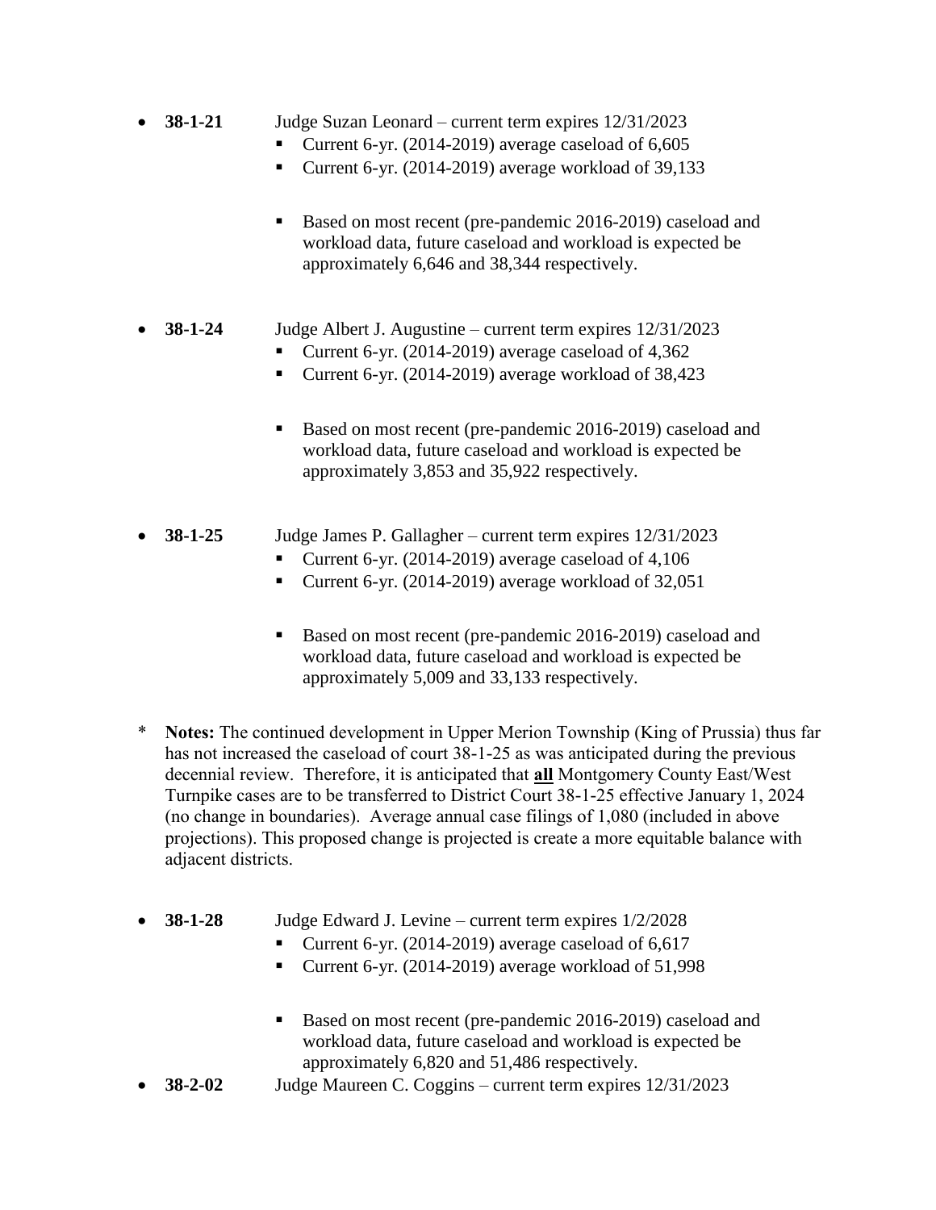- **38-1-21** Judge Suzan Leonard – current term expires 12/31/2023
  - Current 6-yr. (2014-2019) average caseload of 6,605
  - Current 6-yr. (2014-2019) average workload of 39,133

  - Based on most recent (pre-pandemic 2016-2019) caseload and workload data, future caseload and workload is expected be approximately 6,646 and 38,344 respectively.

- **38-1-24** Judge Albert J. Augustine – current term expires 12/31/2023
  - Current 6-yr. (2014-2019) average caseload of 4,362
  - Current 6-yr. (2014-2019) average workload of 38,423

  - Based on most recent (pre-pandemic 2016-2019) caseload and workload data, future caseload and workload is expected be approximately 3,853 and 35,922 respectively.

- **38-1-25** Judge James P. Gallagher – current term expires 12/31/2023
  - Current 6-yr. (2014-2019) average caseload of 4,106
  - Current 6-yr. (2014-2019) average workload of 32,051

  - Based on most recent (pre-pandemic 2016-2019) caseload and workload data, future caseload and workload is expected be approximately 5,009 and 33,133 respectively.

\* **Notes:** The continued development in Upper Merion Township (King of Prussia) thus far has not increased the caseload of court 38-1-25 as was anticipated during the previous decennial review. Therefore, it is anticipated that **<u>all</u>** Montgomery County East/West Turnpike cases are to be transferred to District Court 38-1-25 effective January 1, 2024 (no change in boundaries). Average annual case filings of 1,080 (included in above projections). This proposed change is projected is create a more equitable balance with adjacent districts.

- **38-1-28** Judge Edward J. Levine – current term expires 1/2/2028
  - Current 6-yr. (2014-2019) average caseload of 6,617
  - Current 6-yr. (2014-2019) average workload of 51,998

  - Based on most recent (pre-pandemic 2016-2019) caseload and workload data, future caseload and workload is expected be approximately 6,820 and 51,486 respectively.
- **38-2-02** Judge Maureen C. Coggins – current term expires 12/31/2023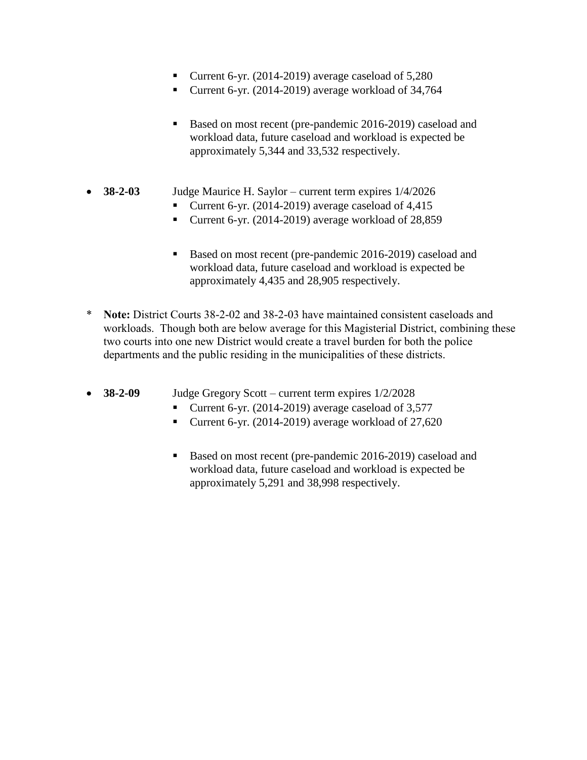- Current 6-yr. (2014-2019) average caseload of 5,280
  - Current 6-yr. (2014-2019) average workload of 34,764

  - Based on most recent (pre-pandemic 2016-2019) caseload and workload data, future caseload and workload is expected be approximately 5,344 and 33,532 respectively.

- **38-2-03** Judge Maurice H. Saylor – current term expires 1/4/2026
  - Current 6-yr. (2014-2019) average caseload of 4,415
  - Current 6-yr. (2014-2019) average workload of 28,859

  - Based on most recent (pre-pandemic 2016-2019) caseload and workload data, future caseload and workload is expected be approximately 4,435 and 28,905 respectively.

\* **Note:** District Courts 38-2-02 and 38-2-03 have maintained consistent caseloads and workloads. Though both are below average for this Magisterial District, combining these two courts into one new District would create a travel burden for both the police departments and the public residing in the municipalities of these districts.

- **38-2-09** Judge Gregory Scott – current term expires 1/2/2028
  - Current 6-yr. (2014-2019) average caseload of 3,577
  - Current 6-yr. (2014-2019) average workload of 27,620

  - Based on most recent (pre-pandemic 2016-2019) caseload and workload data, future caseload and workload is expected be approximately 5,291 and 38,998 respectively.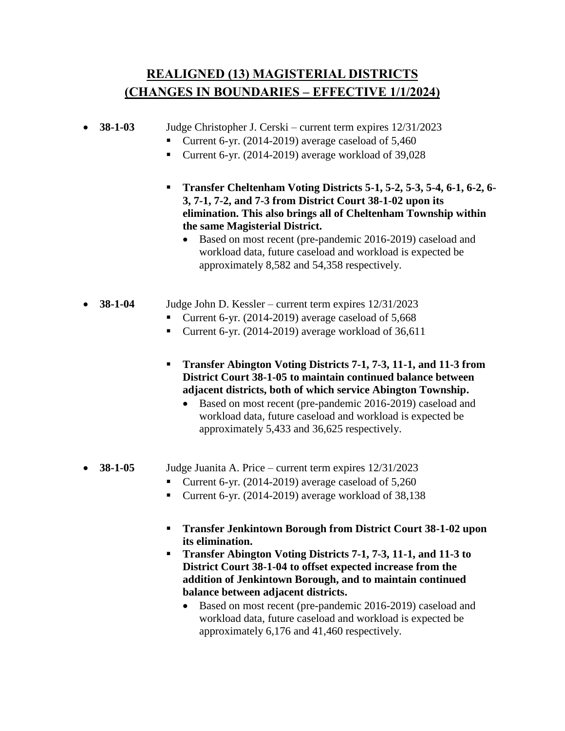# REALIGNED (13) MAGISTERIAL DISTRICTS
# (CHANGES IN BOUNDARIES – EFFECTIVE 1/1/2024)

- **38-1-03** Judge Christopher J. Cerski – current term expires 12/31/2023
  - Current 6-yr. (2014-2019) average caseload of 5,460
  - Current 6-yr. (2014-2019) average workload of 39,028

  - **Transfer Cheltenham Voting Districts 5-1, 5-2, 5-3, 5-4, 6-1, 6-2, 6-3, 7-1, 7-2, and 7-3 from District Court 38-1-02 upon its elimination. This also brings all of Cheltenham Township within the same Magisterial District.**
    - Based on most recent (pre-pandemic 2016-2019) caseload and workload data, future caseload and workload is expected be approximately 8,582 and 54,358 respectively.

- **38-1-04** Judge John D. Kessler – current term expires 12/31/2023
  - Current 6-yr. (2014-2019) average caseload of 5,668
  - Current 6-yr. (2014-2019) average workload of 36,611

  - **Transfer Abington Voting Districts 7-1, 7-3, 11-1, and 11-3 from District Court 38-1-05 to maintain continued balance between adjacent districts, both of which service Abington Township.**
    - Based on most recent (pre-pandemic 2016-2019) caseload and workload data, future caseload and workload is expected be approximately 5,433 and 36,625 respectively.

- **38-1-05** Judge Juanita A. Price – current term expires 12/31/2023
  - Current 6-yr. (2014-2019) average caseload of 5,260
  - Current 6-yr. (2014-2019) average workload of 38,138

  - **Transfer Jenkintown Borough from District Court 38-1-02 upon its elimination.**
  - **Transfer Abington Voting Districts 7-1, 7-3, 11-1, and 11-3 to District Court 38-1-04 to offset expected increase from the addition of Jenkintown Borough, and to maintain continued balance between adjacent districts.**
    - Based on most recent (pre-pandemic 2016-2019) caseload and workload data, future caseload and workload is expected be approximately 6,176 and 41,460 respectively.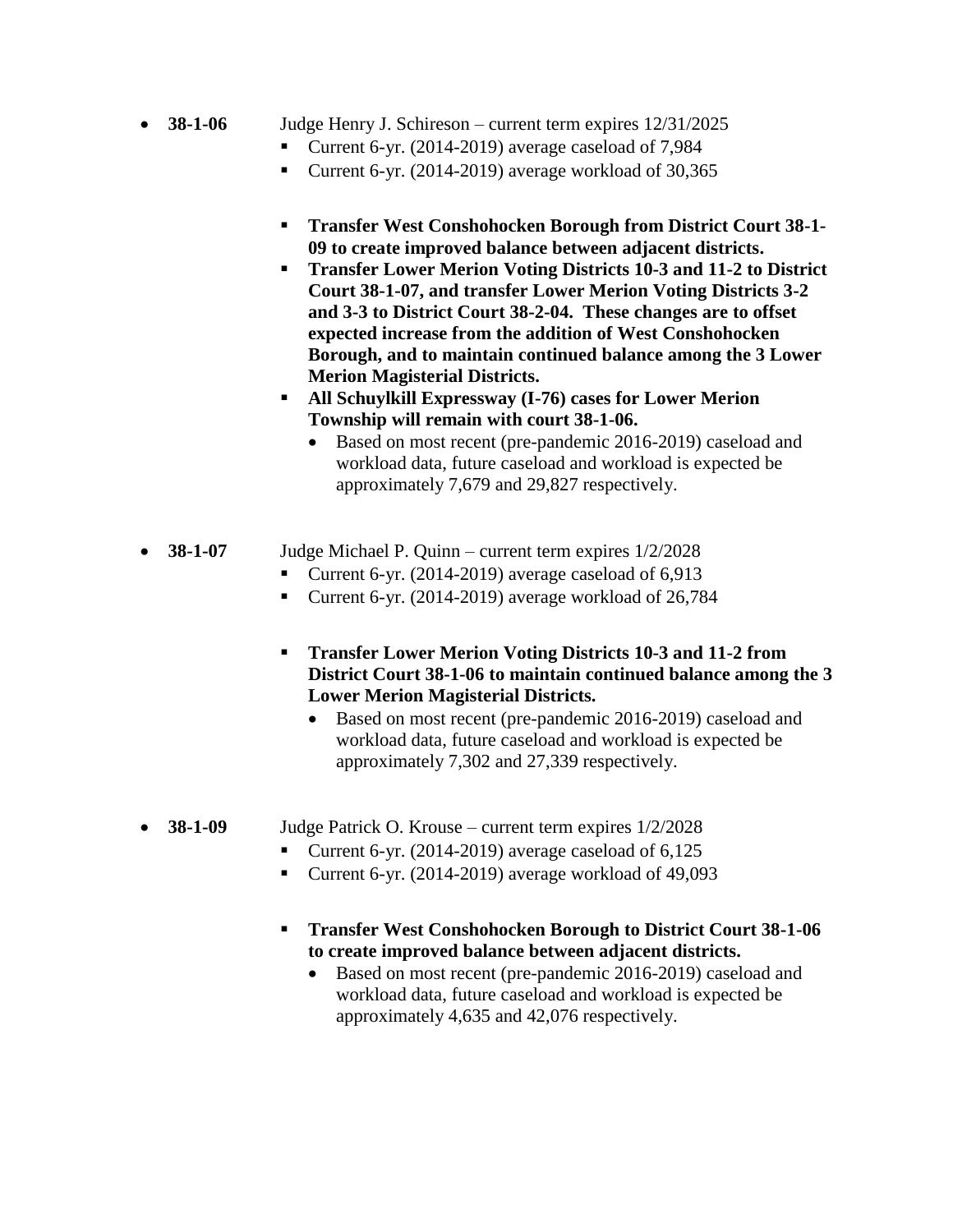- **38-1-06** Judge Henry J. Schireson – current term expires 12/31/2025
  - Current 6-yr. (2014-2019) average caseload of 7,984
  - Current 6-yr. (2014-2019) average workload of 30,365

  - **Transfer West Conshohocken Borough from District Court 38-1-09 to create improved balance between adjacent districts.**
  - **Transfer Lower Merion Voting Districts 10-3 and 11-2 to District Court 38-1-07, and transfer Lower Merion Voting Districts 3-2 and 3-3 to District Court 38-2-04. These changes are to offset expected increase from the addition of West Conshohocken Borough, and to maintain continued balance among the 3 Lower Merion Magisterial Districts.**
  - **All Schuylkill Expressway (I-76) cases for Lower Merion Township will remain with court 38-1-06.**
    - Based on most recent (pre-pandemic 2016-2019) caseload and workload data, future caseload and workload is expected be approximately 7,679 and 29,827 respectively.

- **38-1-07** Judge Michael P. Quinn – current term expires 1/2/2028
  - Current 6-yr. (2014-2019) average caseload of 6,913
  - Current 6-yr. (2014-2019) average workload of 26,784

  - **Transfer Lower Merion Voting Districts 10-3 and 11-2 from District Court 38-1-06 to maintain continued balance among the 3 Lower Merion Magisterial Districts.**
    - Based on most recent (pre-pandemic 2016-2019) caseload and workload data, future caseload and workload is expected be approximately 7,302 and 27,339 respectively.

- **38-1-09** Judge Patrick O. Krouse – current term expires 1/2/2028
  - Current 6-yr. (2014-2019) average caseload of 6,125
  - Current 6-yr. (2014-2019) average workload of 49,093

  - **Transfer West Conshohocken Borough to District Court 38-1-06 to create improved balance between adjacent districts.**
    - Based on most recent (pre-pandemic 2016-2019) caseload and workload data, future caseload and workload is expected be approximately 4,635 and 42,076 respectively.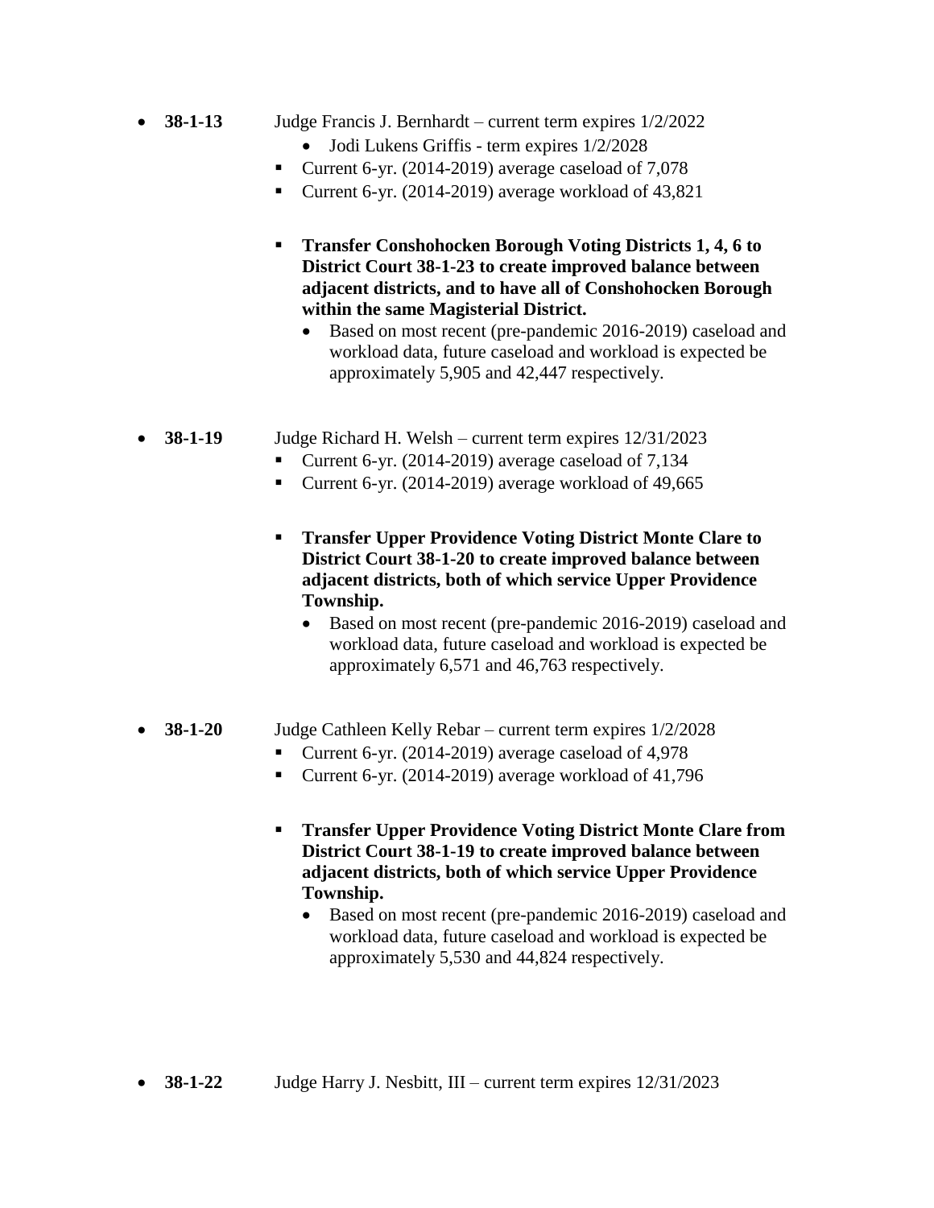- **38-1-13** Judge Francis J. Bernhardt – current term expires 1/2/2022
    - Jodi Lukens Griffis - term expires 1/2/2028
    - Current 6-yr. (2014-2019) average caseload of 7,078
    - Current 6-yr. (2014-2019) average workload of 43,821

    - **Transfer Conshohocken Borough Voting Districts 1, 4, 6 to District Court 38-1-23 to create improved balance between adjacent districts, and to have all of Conshohocken Borough within the same Magisterial District.**
        - Based on most recent (pre-pandemic 2016-2019) caseload and workload data, future caseload and workload is expected be approximately 5,905 and 42,447 respectively.

- **38-1-19** Judge Richard H. Welsh – current term expires 12/31/2023
    - Current 6-yr. (2014-2019) average caseload of 7,134
    - Current 6-yr. (2014-2019) average workload of 49,665

    - **Transfer Upper Providence Voting District Monte Clare to District Court 38-1-20 to create improved balance between adjacent districts, both of which service Upper Providence Township.**
        - Based on most recent (pre-pandemic 2016-2019) caseload and workload data, future caseload and workload is expected be approximately 6,571 and 46,763 respectively.

- **38-1-20** Judge Cathleen Kelly Rebar – current term expires 1/2/2028
    - Current 6-yr. (2014-2019) average caseload of 4,978
    - Current 6-yr. (2014-2019) average workload of 41,796

    - **Transfer Upper Providence Voting District Monte Clare from District Court 38-1-19 to create improved balance between adjacent districts, both of which service Upper Providence Township.**
        - Based on most recent (pre-pandemic 2016-2019) caseload and workload data, future caseload and workload is expected be approximately 5,530 and 44,824 respectively.

- **38-1-22** Judge Harry J. Nesbitt, III – current term expires 12/31/2023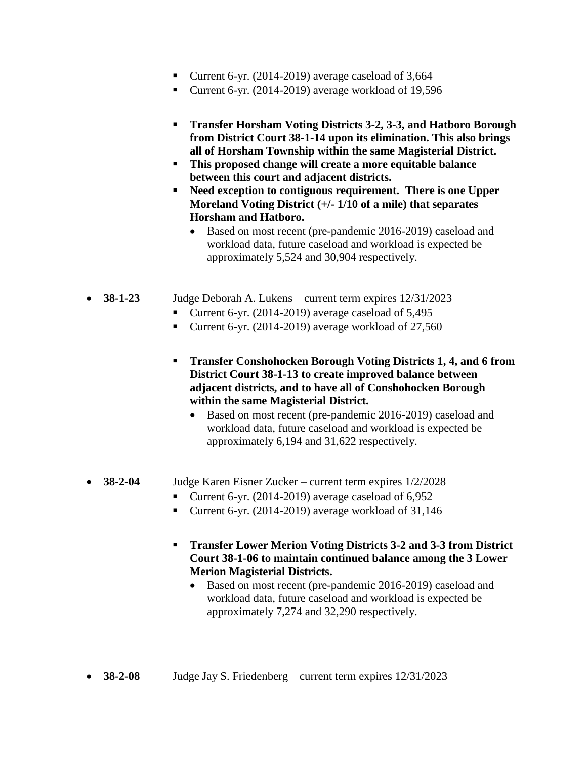- Current 6-yr. (2014-2019) average caseload of 3,664
   - Current 6-yr. (2014-2019) average workload of 19,596

   - **Transfer Horsham Voting Districts 3-2, 3-3, and Hatboro Borough from District Court 38-1-14 upon its elimination. This also brings all of Horsham Township within the same Magisterial District.**
   - **This proposed change will create a more equitable balance between this court and adjacent districts.**
   - **Need exception to contiguous requirement. There is one Upper Moreland Voting District (+/- 1/10 of a mile) that separates Horsham and Hatboro.**
     - Based on most recent (pre-pandemic 2016-2019) caseload and workload data, future caseload and workload is expected be approximately 5,524 and 30,904 respectively.

- **38-1-23** Judge Deborah A. Lukens – current term expires 12/31/2023
   - Current 6-yr. (2014-2019) average caseload of 5,495
   - Current 6-yr. (2014-2019) average workload of 27,560

   - **Transfer Conshohocken Borough Voting Districts 1, 4, and 6 from District Court 38-1-13 to create improved balance between adjacent districts, and to have all of Conshohocken Borough within the same Magisterial District.**
     - Based on most recent (pre-pandemic 2016-2019) caseload and workload data, future caseload and workload is expected be approximately 6,194 and 31,622 respectively.

- **38-2-04** Judge Karen Eisner Zucker – current term expires 1/2/2028
   - Current 6-yr. (2014-2019) average caseload of 6,952
   - Current 6-yr. (2014-2019) average workload of 31,146

   - **Transfer Lower Merion Voting Districts 3-2 and 3-3 from District Court 38-1-06 to maintain continued balance among the 3 Lower Merion Magisterial Districts.**
     - Based on most recent (pre-pandemic 2016-2019) caseload and workload data, future caseload and workload is expected be approximately 7,274 and 32,290 respectively.

- **38-2-08** Judge Jay S. Friedenberg – current term expires 12/31/2023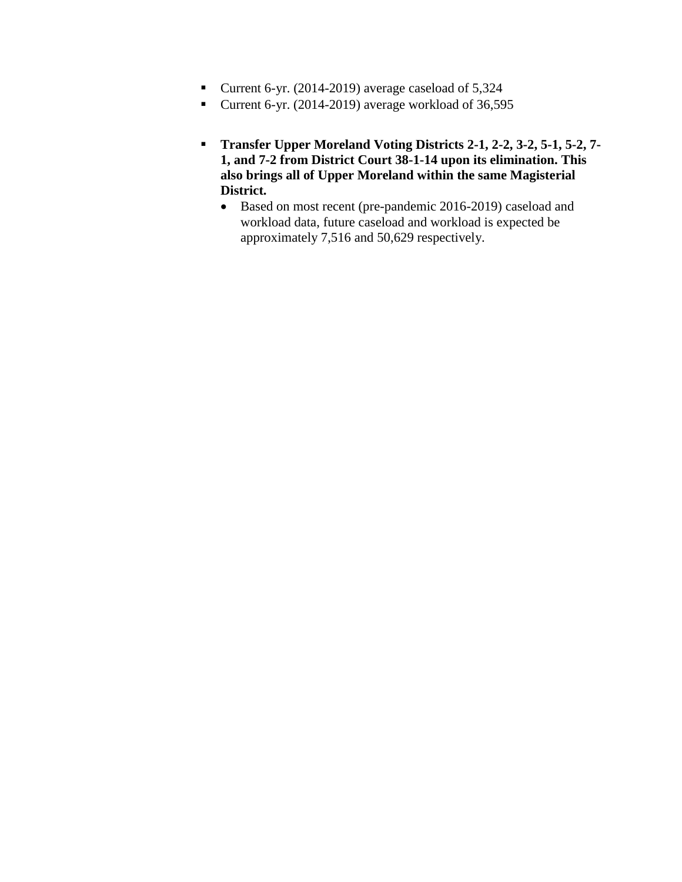- Current 6-yr. (2014-2019) average caseload of 5,324
- Current 6-yr. (2014-2019) average workload of 36,595

- **Transfer Upper Moreland Voting Districts 2-1, 2-2, 3-2, 5-1, 5-2, 7-1, and 7-2 from District Court 38-1-14 upon its elimination. This also brings all of Upper Moreland within the same Magisterial District.**
  - Based on most recent (pre-pandemic 2016-2019) caseload and workload data, future caseload and workload is expected be approximately 7,516 and 50,629 respectively.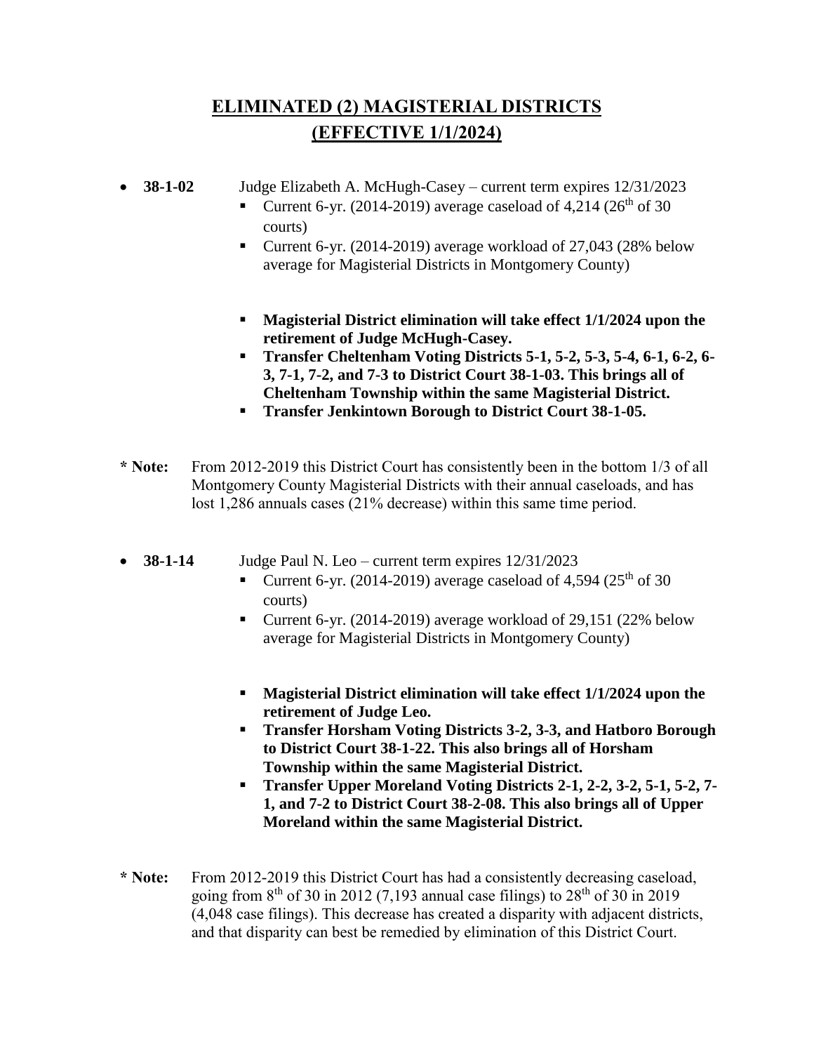# ELIMINATED (2) MAGISTERIAL DISTRICTS (EFFECTIVE 1/1/2024)

- **38-1-02** Judge Elizabeth A. McHugh-Casey – current term expires 12/31/2023
  - Current 6-yr. (2014-2019) average caseload of 4,214 (26th of 30 courts)
  - Current 6-yr. (2014-2019) average workload of 27,043 (28% below average for Magisterial Districts in Montgomery County)
  - **Magisterial District elimination will take effect 1/1/2024 upon the retirement of Judge McHugh-Casey.**
  - **Transfer Cheltenham Voting Districts 5-1, 5-2, 5-3, 5-4, 6-1, 6-2, 6-3, 7-1, 7-2, and 7-3 to District Court 38-1-03. This brings all of Cheltenham Township within the same Magisterial District.**
  - **Transfer Jenkintown Borough to District Court 38-1-05.**

**\* Note:** From 2012-2019 this District Court has consistently been in the bottom 1/3 of all Montgomery County Magisterial Districts with their annual caseloads, and has lost 1,286 annuals cases (21% decrease) within this same time period.

- **38-1-14** Judge Paul N. Leo – current term expires 12/31/2023
  - Current 6-yr. (2014-2019) average caseload of 4,594 (25th of 30 courts)
  - Current 6-yr. (2014-2019) average workload of 29,151 (22% below average for Magisterial Districts in Montgomery County)
  - **Magisterial District elimination will take effect 1/1/2024 upon the retirement of Judge Leo.**
  - **Transfer Horsham Voting Districts 3-2, 3-3, and Hatboro Borough to District Court 38-1-22. This also brings all of Horsham Township within the same Magisterial District.**
  - **Transfer Upper Moreland Voting Districts 2-1, 2-2, 3-2, 5-1, 5-2, 7-1, and 7-2 to District Court 38-2-08. This also brings all of Upper Moreland within the same Magisterial District.**

**\* Note:** From 2012-2019 this District Court has had a consistently decreasing caseload, going from 8th of 30 in 2012 (7,193 annual case filings) to 28th of 30 in 2019 (4,048 case filings). This decrease has created a disparity with adjacent districts, and that disparity can best be remedied by elimination of this District Court.